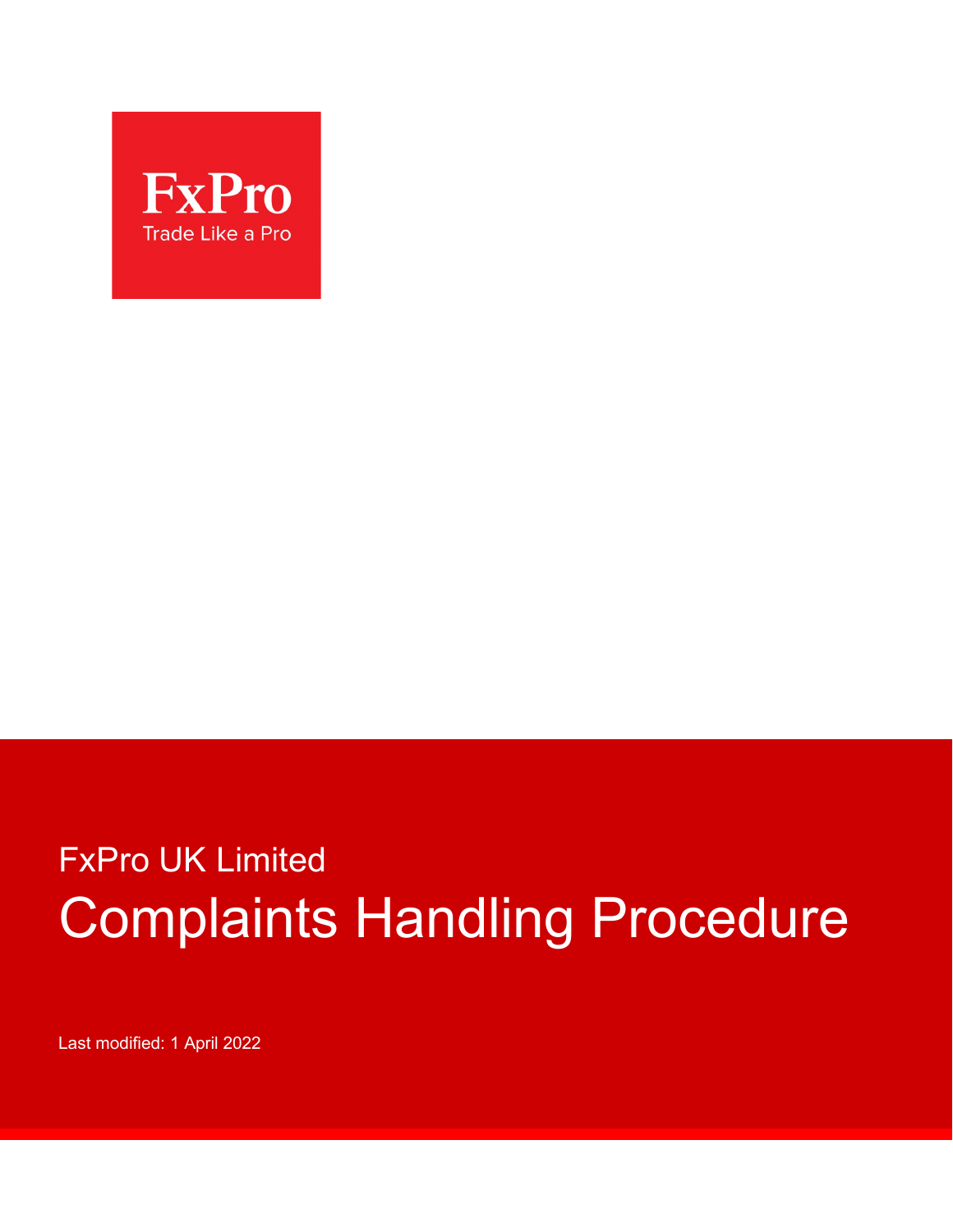FxPro

Trade Like a Pro

FxPro UK Limited

# Complaints Handling Procedure

Last modified: 1 April 2022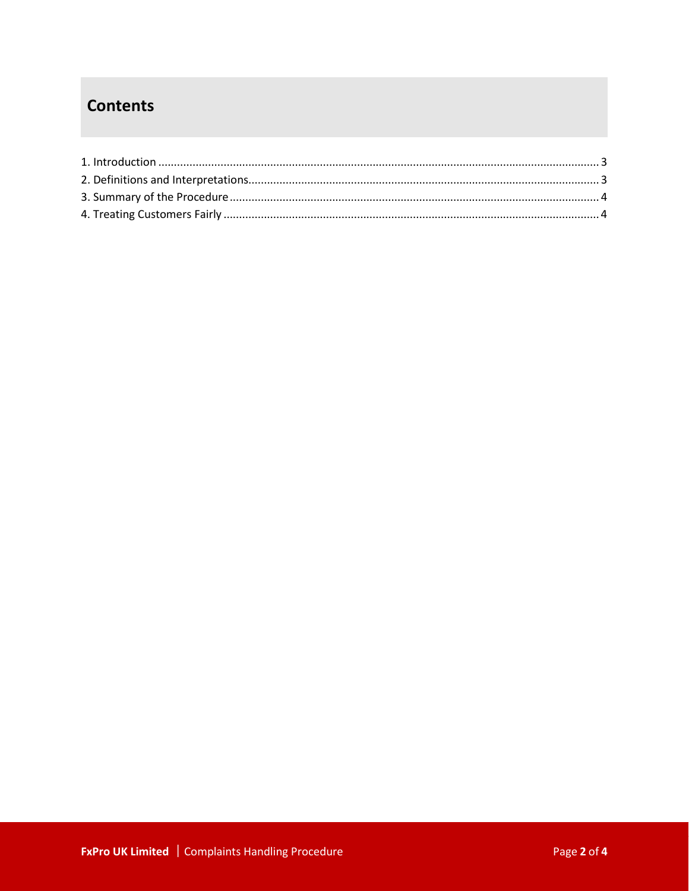## Contents

1. Introduction ........................................................................ 3
2. Definitions and Interpretations................................................ 3
3. Summary of the Procedure ...................................................... 4
4. Treating Customers Fairly ....................................................... 4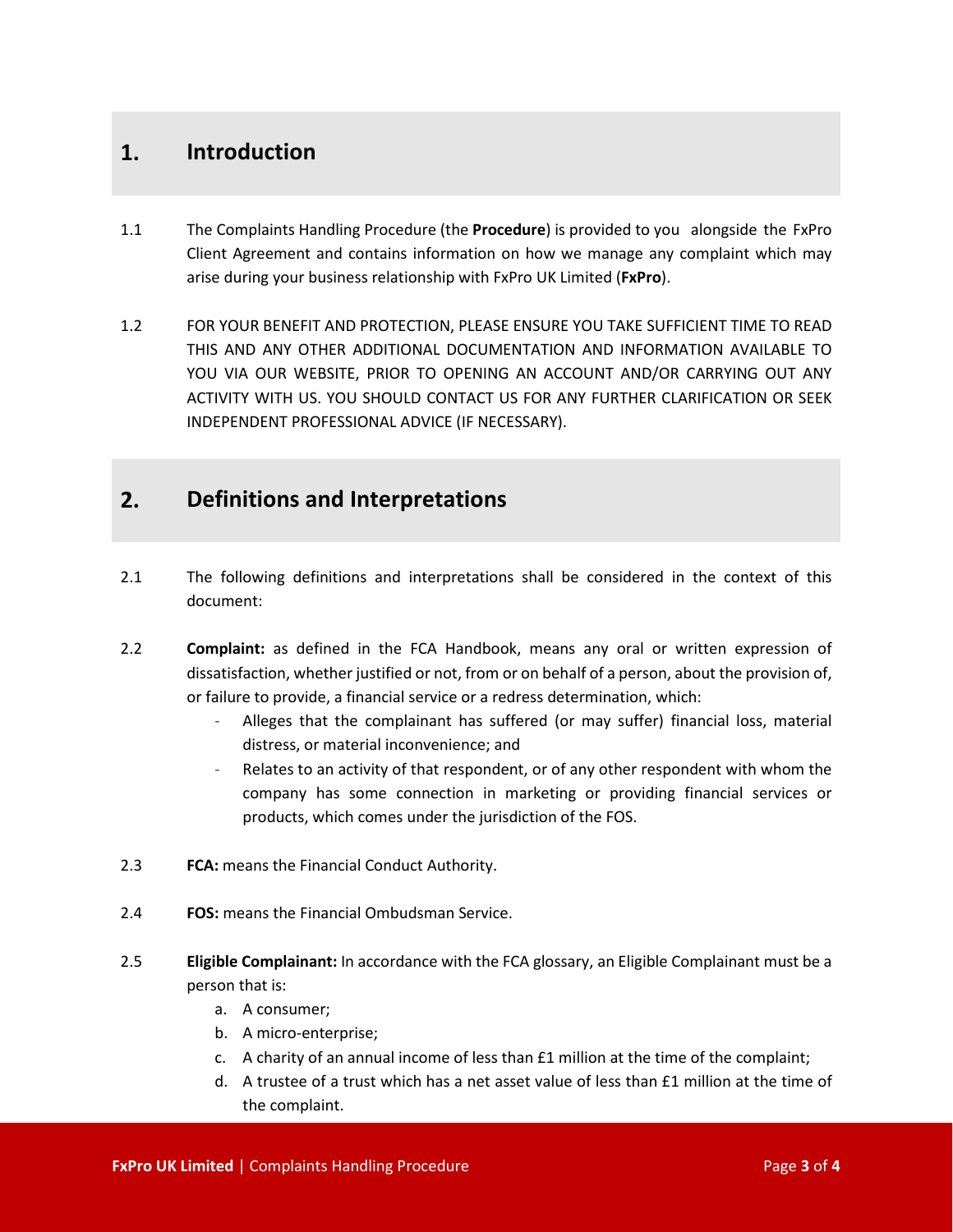## 1. Introduction

1.1 The Complaints Handling Procedure (the **Procedure**) is provided to you alongside the FxPro Client Agreement and contains information on how we manage any complaint which may arise during your business relationship with FxPro UK Limited (**FxPro**).

1.2 FOR YOUR BENEFIT AND PROTECTION, PLEASE ENSURE YOU TAKE SUFFICIENT TIME TO READ THIS AND ANY OTHER ADDITIONAL DOCUMENTATION AND INFORMATION AVAILABLE TO YOU VIA OUR WEBSITE, PRIOR TO OPENING AN ACCOUNT AND/OR CARRYING OUT ANY ACTIVITY WITH US. YOU SHOULD CONTACT US FOR ANY FURTHER CLARIFICATION OR SEEK INDEPENDENT PROFESSIONAL ADVICE (IF NECESSARY).

## 2. Definitions and Interpretations

2.1 The following definitions and interpretations shall be considered in the context of this document:

2.2 **Complaint:** as defined in the FCA Handbook, means any oral or written expression of dissatisfaction, whether justified or not, from or on behalf of a person, about the provision of, or failure to provide, a financial service or a redress determination, which:

- Alleges that the complainant has suffered (or may suffer) financial loss, material distress, or material inconvenience; and
- Relates to an activity of that respondent, or of any other respondent with whom the company has some connection in marketing or providing financial services or products, which comes under the jurisdiction of the FOS.

2.3 **FCA:** means the Financial Conduct Authority.

2.4 **FOS:** means the Financial Ombudsman Service.

2.5 **Eligible Complainant:** In accordance with the FCA glossary, an Eligible Complainant must be a person that is:

a. A consumer;
b. A micro-enterprise;
c. A charity of an annual income of less than £1 million at the time of the complaint;
d. A trustee of a trust which has a net asset value of less than £1 million at the time of the complaint.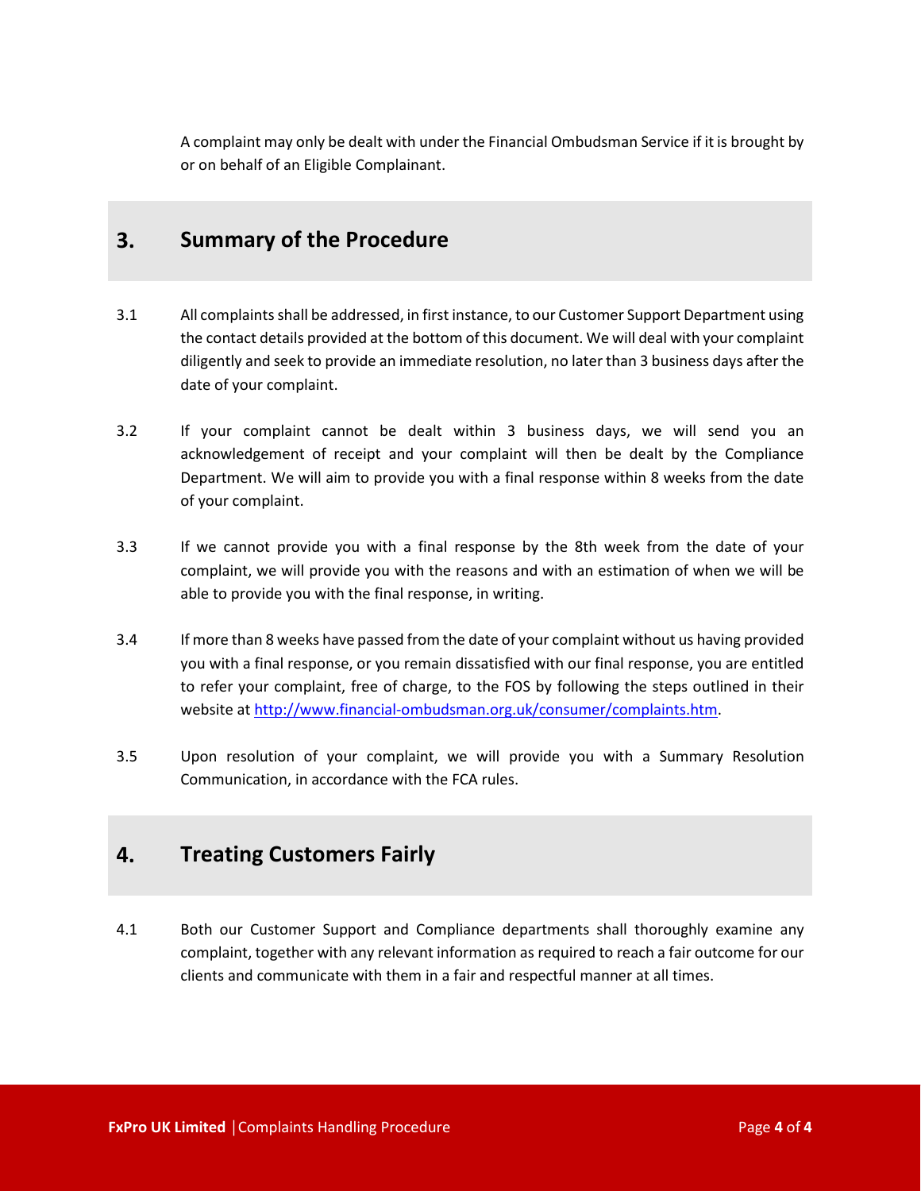A complaint may only be dealt with under the Financial Ombudsman Service if it is brought by or on behalf of an Eligible Complainant.

## 3. Summary of the Procedure

3.1 All complaints shall be addressed, in first instance, to our Customer Support Department using the contact details provided at the bottom of this document. We will deal with your complaint diligently and seek to provide an immediate resolution, no later than 3 business days after the date of your complaint.

3.2 If your complaint cannot be dealt within 3 business days, we will send you an acknowledgement of receipt and your complaint will then be dealt by the Compliance Department. We will aim to provide you with a final response within 8 weeks from the date of your complaint.

3.3 If we cannot provide you with a final response by the 8th week from the date of your complaint, we will provide you with the reasons and with an estimation of when we will be able to provide you with the final response, in writing.

3.4 If more than 8 weeks have passed from the date of your complaint without us having provided you with a final response, or you remain dissatisfied with our final response, you are entitled to refer your complaint, free of charge, to the FOS by following the steps outlined in their website at http://www.financial-ombudsman.org.uk/consumer/complaints.htm.

3.5 Upon resolution of your complaint, we will provide you with a Summary Resolution Communication, in accordance with the FCA rules.

## 4. Treating Customers Fairly

4.1 Both our Customer Support and Compliance departments shall thoroughly examine any complaint, together with any relevant information as required to reach a fair outcome for our clients and communicate with them in a fair and respectful manner at all times.